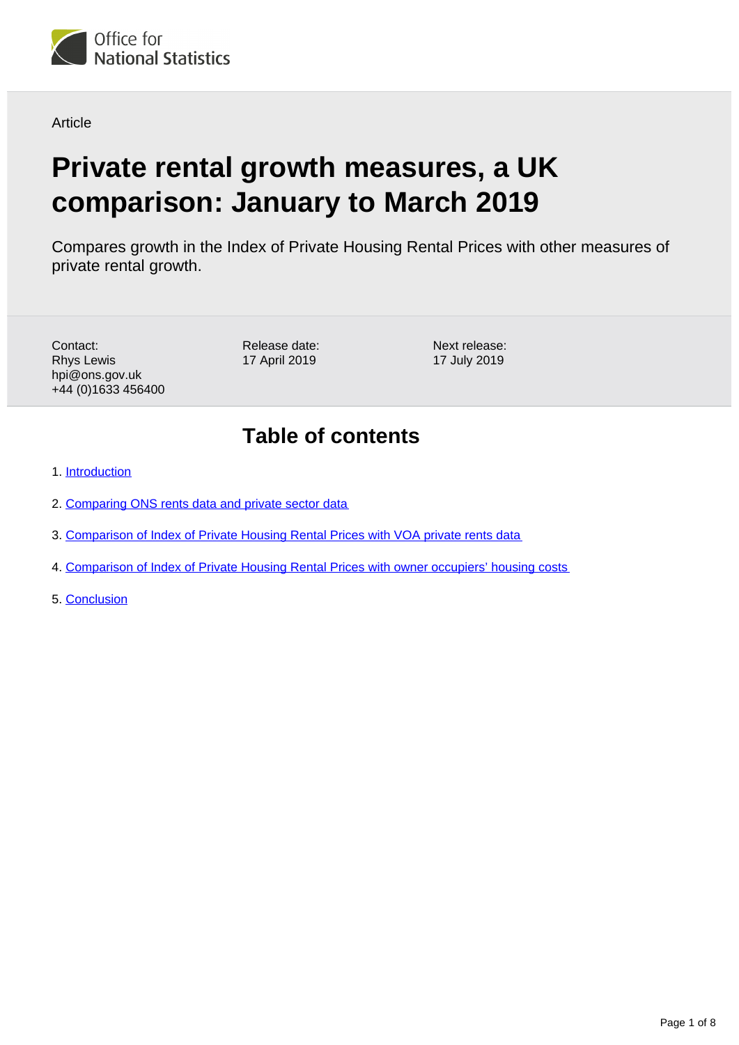Article

# Private rental growth measures, a UK comparison: January to March 2019

Compares growth in the Index of Private Housing Rental Prices with other measures of private rental growth.

Contact:
Rhys Lewis
hpi@ons.gov.uk
+44 (0)1633 456400

Release date:
17 April 2019

Next release:
17 July 2019

## Table of contents

1. Introduction
2. Comparing ONS rents data and private sector data
3. Comparison of Index of Private Housing Rental Prices with VOA private rents data
4. Comparison of Index of Private Housing Rental Prices with owner occupiers' housing costs
5. Conclusion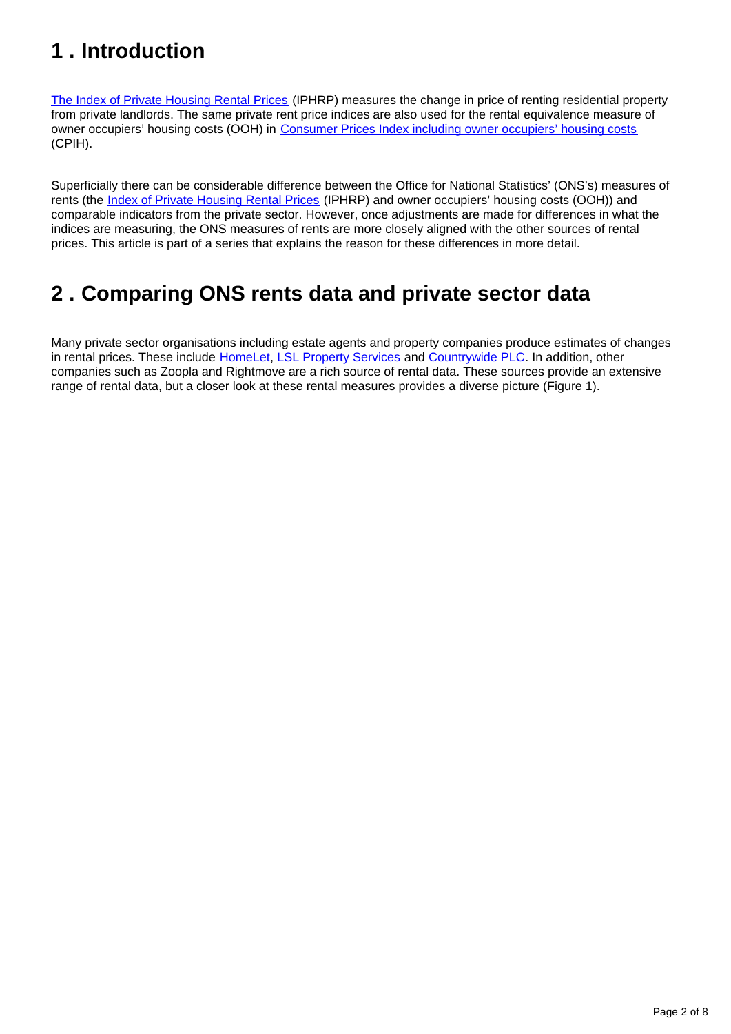## 1 . Introduction

The Index of Private Housing Rental Prices (IPHRP) measures the change in price of renting residential property from private landlords. The same private rent price indices are also used for the rental equivalence measure of owner occupiers' housing costs (OOH) in Consumer Prices Index including owner occupiers' housing costs (CPIH).

Superficially there can be considerable difference between the Office for National Statistics' (ONS's) measures of rents (the Index of Private Housing Rental Prices (IPHRP) and owner occupiers' housing costs (OOH)) and comparable indicators from the private sector. However, once adjustments are made for differences in what the indices are measuring, the ONS measures of rents are more closely aligned with the other sources of rental prices. This article is part of a series that explains the reason for these differences in more detail.

## 2 . Comparing ONS rents data and private sector data

Many private sector organisations including estate agents and property companies produce estimates of changes in rental prices. These include HomeLet, LSL Property Services and Countrywide PLC. In addition, other companies such as Zoopla and Rightmove are a rich source of rental data. These sources provide an extensive range of rental data, but a closer look at these rental measures provides a diverse picture (Figure 1).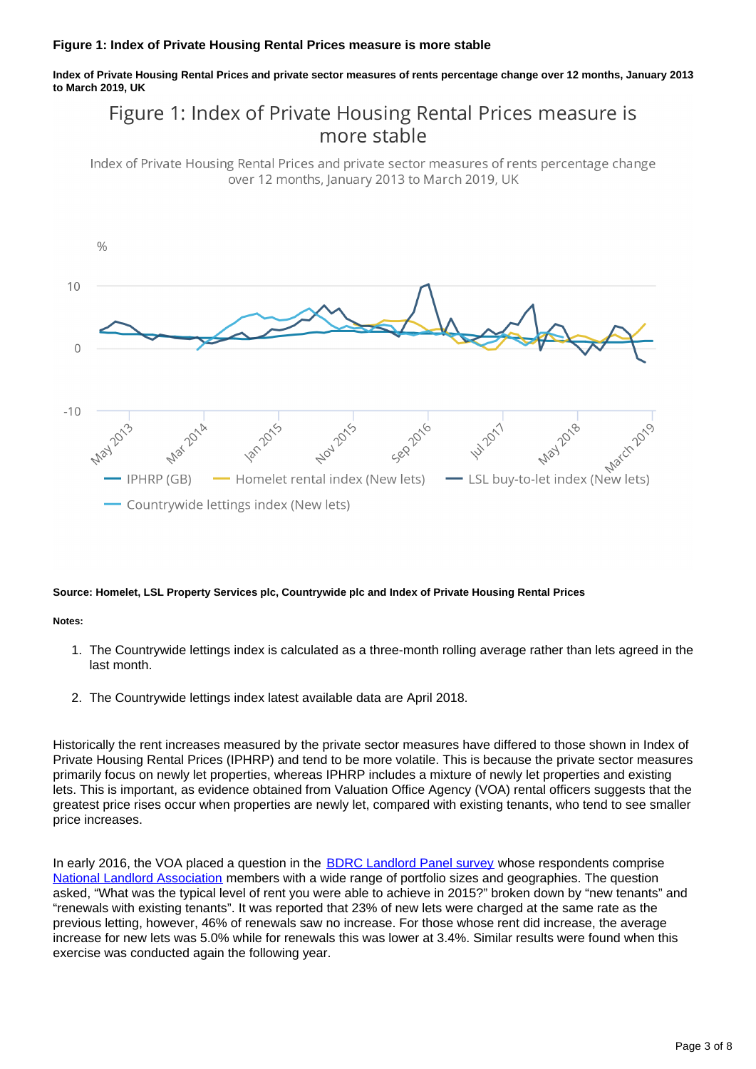### Figure 1: Index of Private Housing Rental Prices measure is more stable

**Index of Private Housing Rental Prices and private sector measures of rents percentage change over 12 months, January 2013 to March 2019, UK**

**Source: Homelet, LSL Property Services plc, Countrywide plc and Index of Private Housing Rental Prices**

**Notes:**

1. The Countrywide lettings index is calculated as a three-month rolling average rather than lets agreed in the last month.
2. The Countrywide lettings index latest available data are April 2018.

Historically the rent increases measured by the private sector measures have differed to those shown in Index of Private Housing Rental Prices (IPHRP) and tend to be more volatile. This is because the private sector measures primarily focus on newly let properties, whereas IPHRP includes a mixture of newly let properties and existing lets. This is important, as evidence obtained from Valuation Office Agency (VOA) rental officers suggests that the greatest price rises occur when properties are newly let, compared with existing tenants, who tend to see smaller price increases.

In early 2016, the VOA placed a question in the BDRC Landlord Panel survey whose respondents comprise National Landlord Association members with a wide range of portfolio sizes and geographies. The question asked, "What was the typical level of rent you were able to achieve in 2015?" broken down by "new tenants" and "renewals with existing tenants". It was reported that 23% of new lets were charged at the same rate as the previous letting, however, 46% of renewals saw no increase. For those whose rent did increase, the average increase for new lets was 5.0% while for renewals this was lower at 3.4%. Similar results were found when this exercise was conducted again the following year.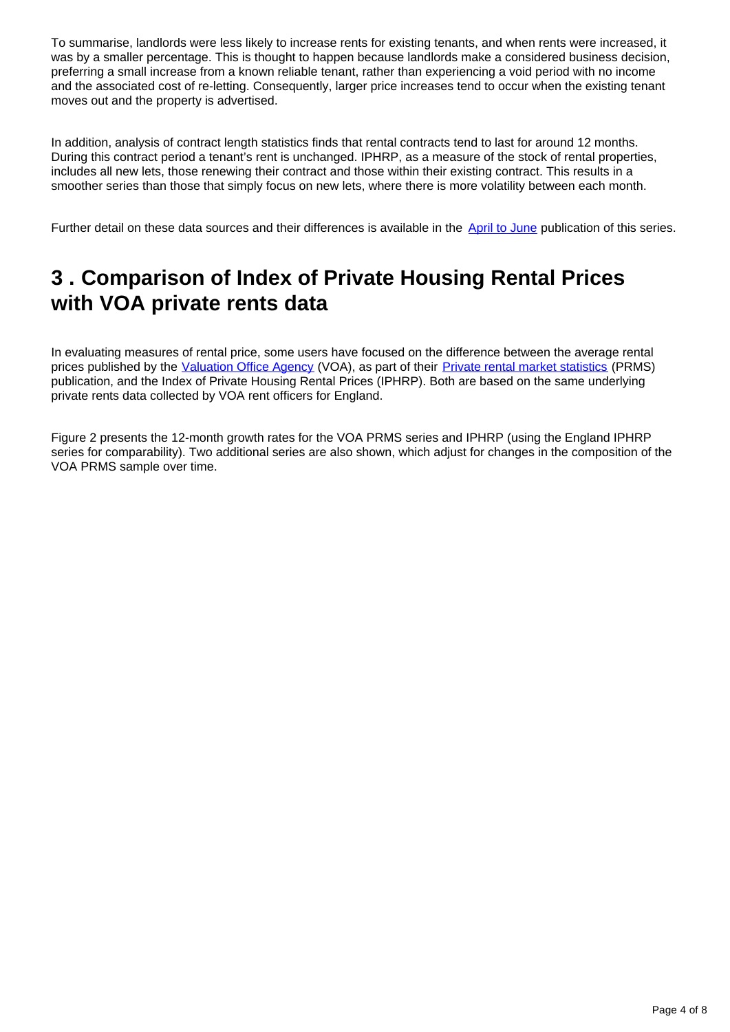To summarise, landlords were less likely to increase rents for existing tenants, and when rents were increased, it was by a smaller percentage. This is thought to happen because landlords make a considered business decision, preferring a small increase from a known reliable tenant, rather than experiencing a void period with no income and the associated cost of re-letting. Consequently, larger price increases tend to occur when the existing tenant moves out and the property is advertised.

In addition, analysis of contract length statistics finds that rental contracts tend to last for around 12 months. During this contract period a tenant's rent is unchanged. IPHRP, as a measure of the stock of rental properties, includes all new lets, those renewing their contract and those within their existing contract. This results in a smoother series than those that simply focus on new lets, where there is more volatility between each month.

Further detail on these data sources and their differences is available in the April to June publication of this series.

## 3 . Comparison of Index of Private Housing Rental Prices with VOA private rents data

In evaluating measures of rental price, some users have focused on the difference between the average rental prices published by the Valuation Office Agency (VOA), as part of their Private rental market statistics (PRMS) publication, and the Index of Private Housing Rental Prices (IPHRP). Both are based on the same underlying private rents data collected by VOA rent officers for England.

Figure 2 presents the 12-month growth rates for the VOA PRMS series and IPHRP (using the England IPHRP series for comparability). Two additional series are also shown, which adjust for changes in the composition of the VOA PRMS sample over time.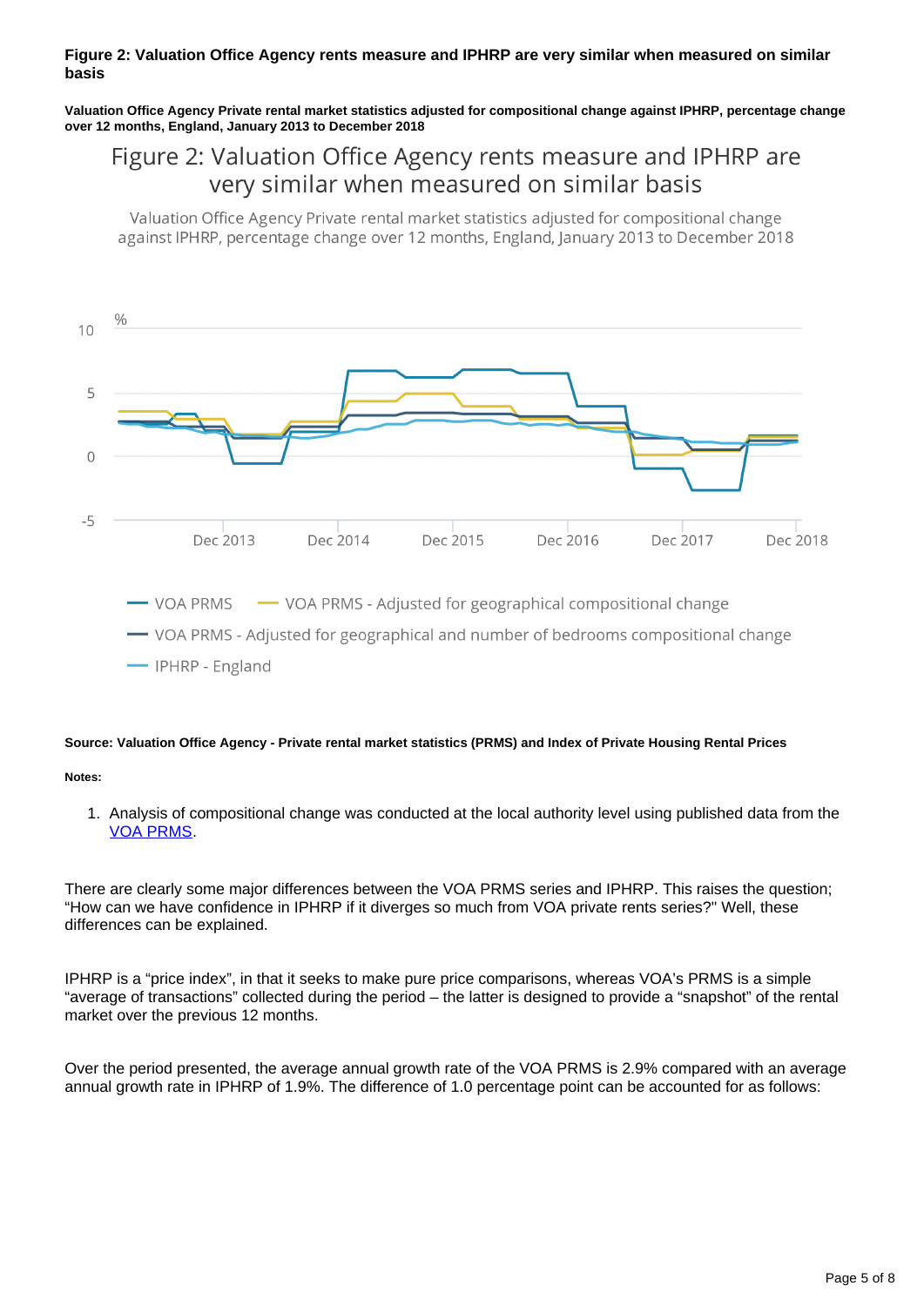**Figure 2: Valuation Office Agency rents measure and IPHRP are very similar when measured on similar basis**

**Valuation Office Agency Private rental market statistics adjusted for compositional change against IPHRP, percentage change over 12 months, England, January 2013 to December 2018**

**Source: Valuation Office Agency - Private rental market statistics (PRMS) and Index of Private Housing Rental Prices**

**Notes:**

1. Analysis of compositional change was conducted at the local authority level using published data from the VOA PRMS.

There are clearly some major differences between the VOA PRMS series and IPHRP. This raises the question; "How can we have confidence in IPHRP if it diverges so much from VOA private rents series?" Well, these differences can be explained.

IPHRP is a "price index", in that it seeks to make pure price comparisons, whereas VOA's PRMS is a simple "average of transactions" collected during the period – the latter is designed to provide a "snapshot" of the rental market over the previous 12 months.

Over the period presented, the average annual growth rate of the VOA PRMS is 2.9% compared with an average annual growth rate in IPHRP of 1.9%. The difference of 1.0 percentage point can be accounted for as follows: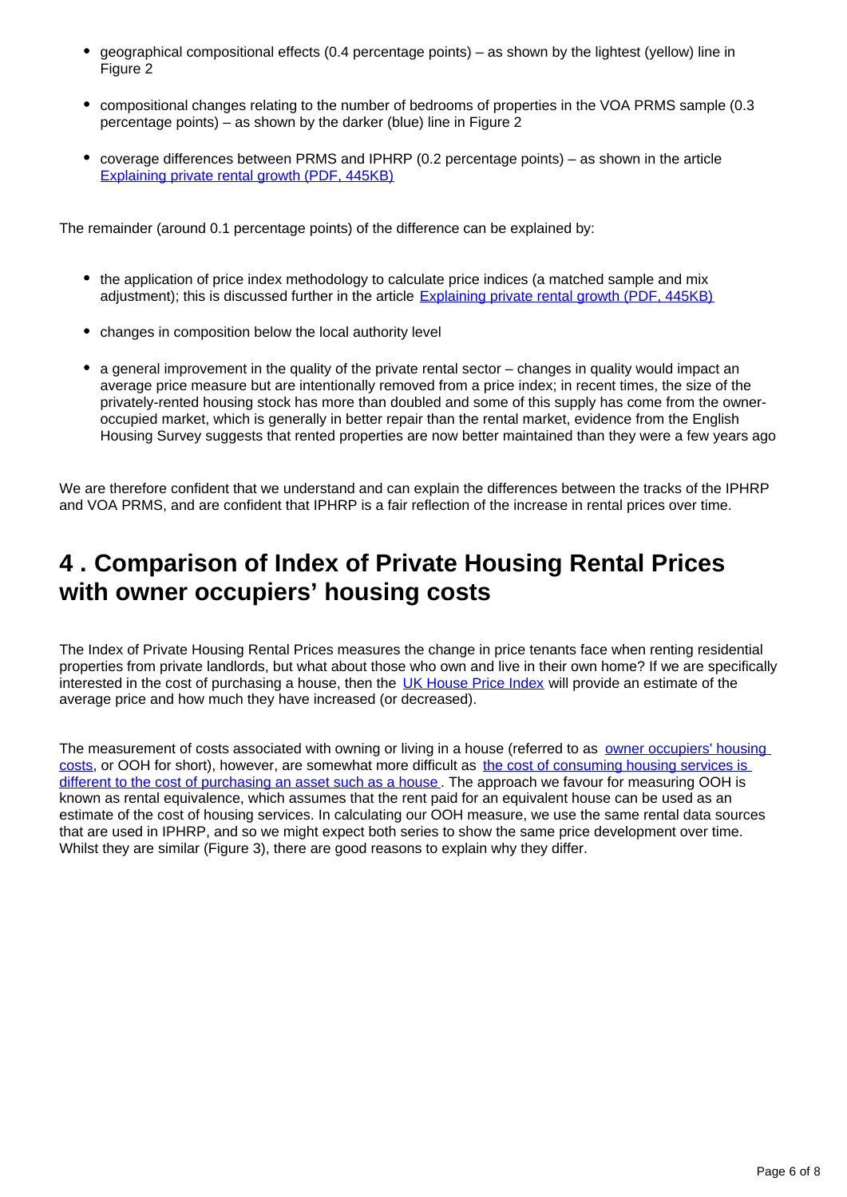- geographical compositional effects (0.4 percentage points) – as shown by the lightest (yellow) line in Figure 2
- compositional changes relating to the number of bedrooms of properties in the VOA PRMS sample (0.3 percentage points) – as shown by the darker (blue) line in Figure 2
- coverage differences between PRMS and IPHRP (0.2 percentage points) – as shown in the article [Explaining private rental growth (PDF, 445KB)]

The remainder (around 0.1 percentage points) of the difference can be explained by:

- the application of price index methodology to calculate price indices (a matched sample and mix adjustment); this is discussed further in the article [Explaining private rental growth (PDF, 445KB)]
- changes in composition below the local authority level
- a general improvement in the quality of the private rental sector – changes in quality would impact an average price measure but are intentionally removed from a price index; in recent times, the size of the privately-rented housing stock has more than doubled and some of this supply has come from the owner-occupied market, which is generally in better repair than the rental market, evidence from the English Housing Survey suggests that rented properties are now better maintained than they were a few years ago

We are therefore confident that we understand and can explain the differences between the tracks of the IPHRP and VOA PRMS, and are confident that IPHRP is a fair reflection of the increase in rental prices over time.

## 4 . Comparison of Index of Private Housing Rental Prices with owner occupiers' housing costs

The Index of Private Housing Rental Prices measures the change in price tenants face when renting residential properties from private landlords, but what about those who own and live in their own home? If we are specifically interested in the cost of purchasing a house, then the UK House Price Index will provide an estimate of the average price and how much they have increased (or decreased).

The measurement of costs associated with owning or living in a house (referred to as owner occupiers' housing costs, or OOH for short), however, are somewhat more difficult as the cost of consuming housing services is different to the cost of purchasing an asset such as a house. The approach we favour for measuring OOH is known as rental equivalence, which assumes that the rent paid for an equivalent house can be used as an estimate of the cost of housing services. In calculating our OOH measure, we use the same rental data sources that are used in IPHRP, and so we might expect both series to show the same price development over time. Whilst they are similar (Figure 3), there are good reasons to explain why they differ.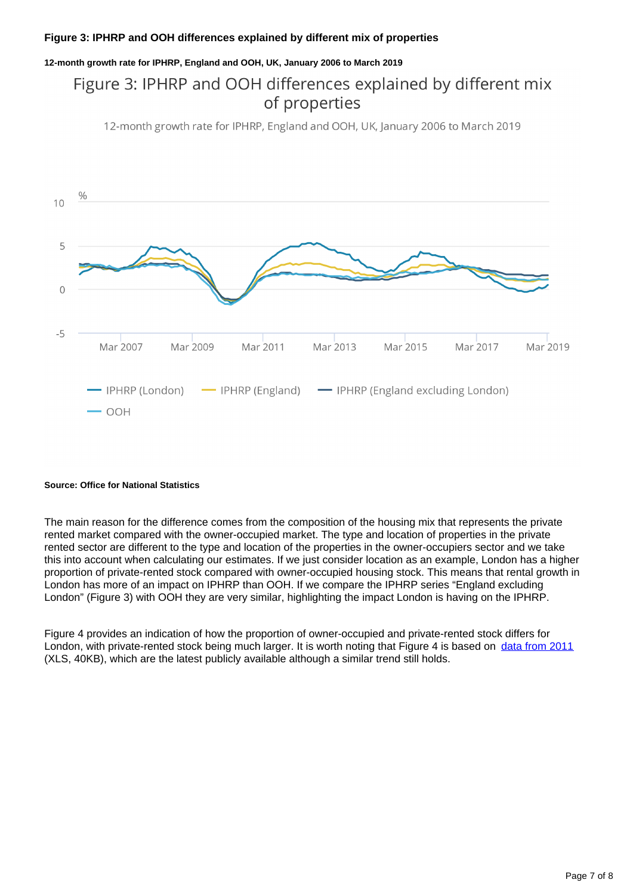### Figure 3: IPHRP and OOH differences explained by different mix of properties

#### 12-month growth rate for IPHRP, England and OOH, UK, January 2006 to March 2019

Source: Office for National Statistics

The main reason for the difference comes from the composition of the housing mix that represents the private rented market compared with the owner-occupied market. The type and location of properties in the private rented sector are different to the type and location of the properties in the owner-occupiers sector and we take this into account when calculating our estimates. If we just consider location as an example, London has a higher proportion of private-rented stock compared with owner-occupied housing stock. This means that rental growth in London has more of an impact on IPHRP than OOH. If we compare the IPHRP series "England excluding London" (Figure 3) with OOH they are very similar, highlighting the impact London is having on the IPHRP.

Figure 4 provides an indication of how the proportion of owner-occupied and private-rented stock differs for London, with private-rented stock being much larger. It is worth noting that Figure 4 is based on data from 2011 (XLS, 40KB), which are the latest publicly available although a similar trend still holds.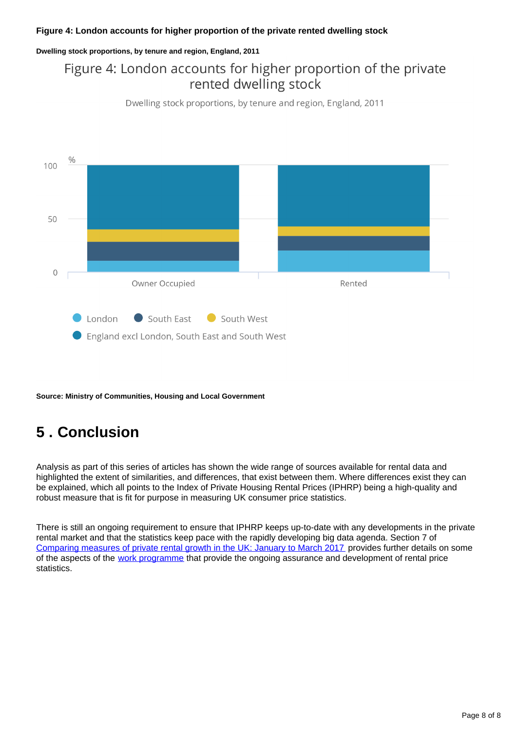**Figure 4: London accounts for higher proportion of the private rented dwelling stock**

**Dwelling stock proportions, by tenure and region, England, 2011**

Figure 4: London accounts for higher proportion of the private rented dwelling stock

Dwelling stock proportions, by tenure and region, England, 2011

%
100
50
0
Owner Occupied
Rented

London
South East
South West
England excl London, South East and South West

**Source: Ministry of Communities, Housing and Local Government**

# 5 . Conclusion

Analysis as part of this series of articles has shown the wide range of sources available for rental data and highlighted the extent of similarities, and differences, that exist between them. Where differences exist they can be explained, which all points to the Index of Private Housing Rental Prices (IPHRP) being a high-quality and robust measure that is fit for purpose in measuring UK consumer price statistics.

There is still an ongoing requirement to ensure that IPHRP keeps up-to-date with any developments in the private rental market and that the statistics keep pace with the rapidly developing big data agenda. Section 7 of [Comparing measures of private rental growth in the UK: January to March 2017](#) provides further details on some of the aspects of the [work programme](#) that provide the ongoing assurance and development of rental price statistics.